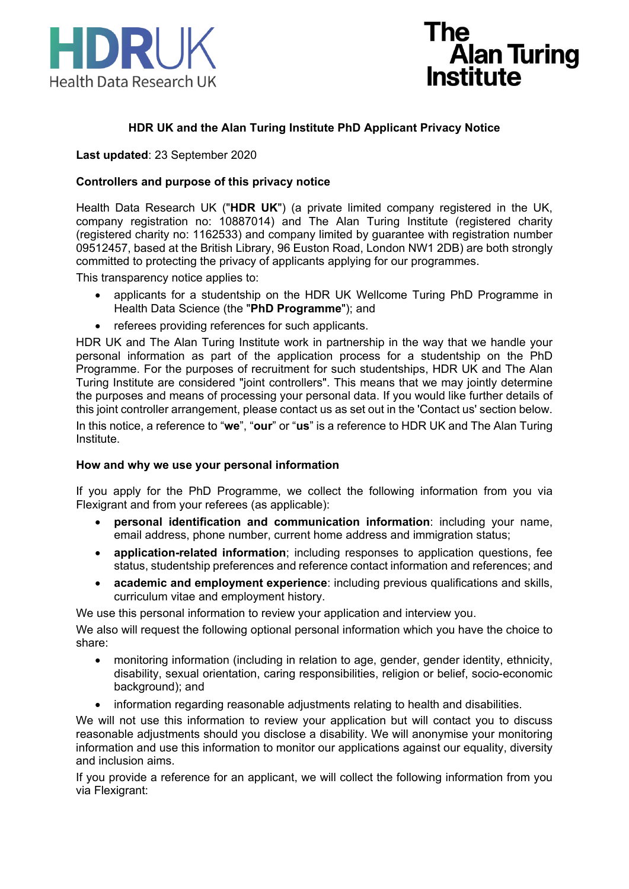# HDR UK and the Alan Turing Institute PhD Applicant Privacy Notice

**Last updated**: 23 September 2020

## Controllers and purpose of this privacy notice

Health Data Research UK ("**HDR UK**") (a private limited company registered in the UK, company registration no: 10887014) and The Alan Turing Institute (registered charity (registered charity no: 1162533) and company limited by guarantee with registration number 09512457, based at the British Library, 96 Euston Road, London NW1 2DB) are both strongly committed to protecting the privacy of applicants applying for our programmes.

This transparency notice applies to:

- applicants for a studentship on the HDR UK Wellcome Turing PhD Programme in Health Data Science (the "**PhD Programme**"); and
- referees providing references for such applicants.

HDR UK and The Alan Turing Institute work in partnership in the way that we handle your personal information as part of the application process for a studentship on the PhD Programme. For the purposes of recruitment for such studentships, HDR UK and The Alan Turing Institute are considered "joint controllers". This means that we may jointly determine the purposes and means of processing your personal data. If you would like further details of this joint controller arrangement, please contact us as set out in the 'Contact us' section below.

In this notice, a reference to "**we**", "**our**" or "**us**" is a reference to HDR UK and The Alan Turing Institute.

## How and why we use your personal information

If you apply for the PhD Programme, we collect the following information from you via Flexigrant and from your referees (as applicable):

- **personal identification and communication information**: including your name, email address, phone number, current home address and immigration status;
- **application-related information**; including responses to application questions, fee status, studentship preferences and reference contact information and references; and
- **academic and employment experience**: including previous qualifications and skills, curriculum vitae and employment history.

We use this personal information to review your application and interview you.

We also will request the following optional personal information which you have the choice to share:

- monitoring information (including in relation to age, gender, gender identity, ethnicity, disability, sexual orientation, caring responsibilities, religion or belief, socio-economic background); and
- information regarding reasonable adjustments relating to health and disabilities.

We will not use this information to review your application but will contact you to discuss reasonable adjustments should you disclose a disability. We will anonymise your monitoring information and use this information to monitor our applications against our equality, diversity and inclusion aims.

If you provide a reference for an applicant, we will collect the following information from you via Flexigrant: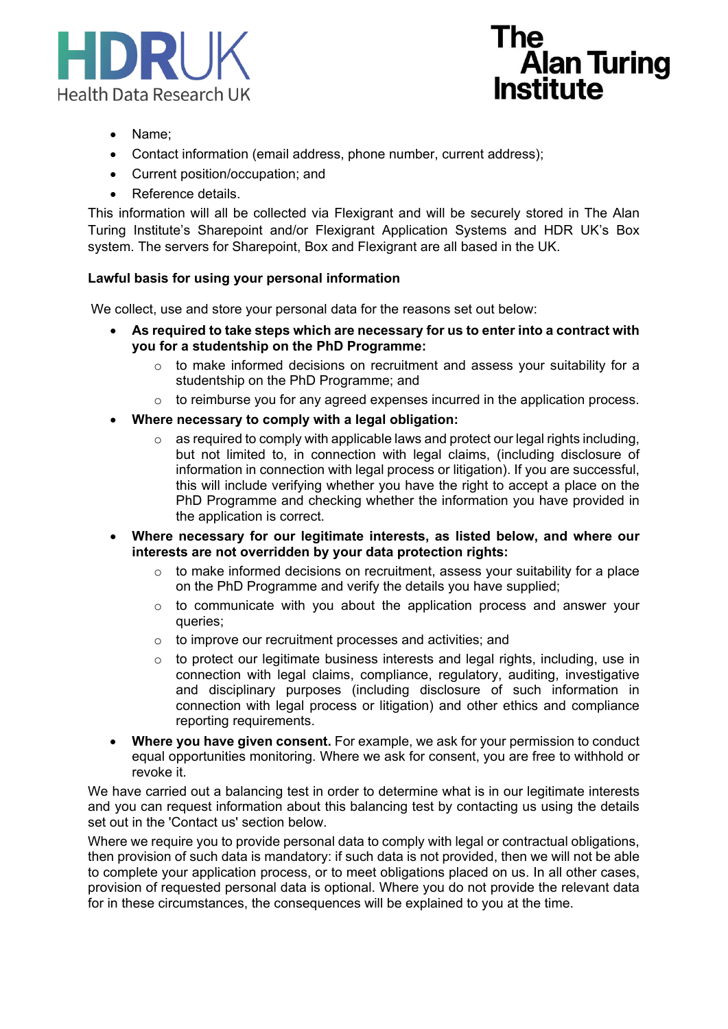- Name;
- Contact information (email address, phone number, current address);
- Current position/occupation; and
- Reference details.

This information will all be collected via Flexigrant and will be securely stored in The Alan Turing Institute's Sharepoint and/or Flexigrant Application Systems and HDR UK's Box system. The servers for Sharepoint, Box and Flexigrant are all based in the UK.

**Lawful basis for using your personal information**

We collect, use and store your personal data for the reasons set out below:

- **As required to take steps which are necessary for us to enter into a contract with you for a studentship on the PhD Programme:**
  - to make informed decisions on recruitment and assess your suitability for a studentship on the PhD Programme; and
  - to reimburse you for any agreed expenses incurred in the application process.
- **Where necessary to comply with a legal obligation:**
  - as required to comply with applicable laws and protect our legal rights including, but not limited to, in connection with legal claims, (including disclosure of information in connection with legal process or litigation). If you are successful, this will include verifying whether you have the right to accept a place on the PhD Programme and checking whether the information you have provided in the application is correct.
- **Where necessary for our legitimate interests, as listed below, and where our interests are not overridden by your data protection rights:**
  - to make informed decisions on recruitment, assess your suitability for a place on the PhD Programme and verify the details you have supplied;
  - to communicate with you about the application process and answer your queries;
  - to improve our recruitment processes and activities; and
  - to protect our legitimate business interests and legal rights, including, use in connection with legal claims, compliance, regulatory, auditing, investigative and disciplinary purposes (including disclosure of such information in connection with legal process or litigation) and other ethics and compliance reporting requirements.
- **Where you have given consent.** For example, we ask for your permission to conduct equal opportunities monitoring. Where we ask for consent, you are free to withhold or revoke it.

We have carried out a balancing test in order to determine what is in our legitimate interests and you can request information about this balancing test by contacting us using the details set out in the 'Contact us' section below.

Where we require you to provide personal data to comply with legal or contractual obligations, then provision of such data is mandatory: if such data is not provided, then we will not be able to complete your application process, or to meet obligations placed on us. In all other cases, provision of requested personal data is optional. Where you do not provide the relevant data for in these circumstances, the consequences will be explained to you at the time.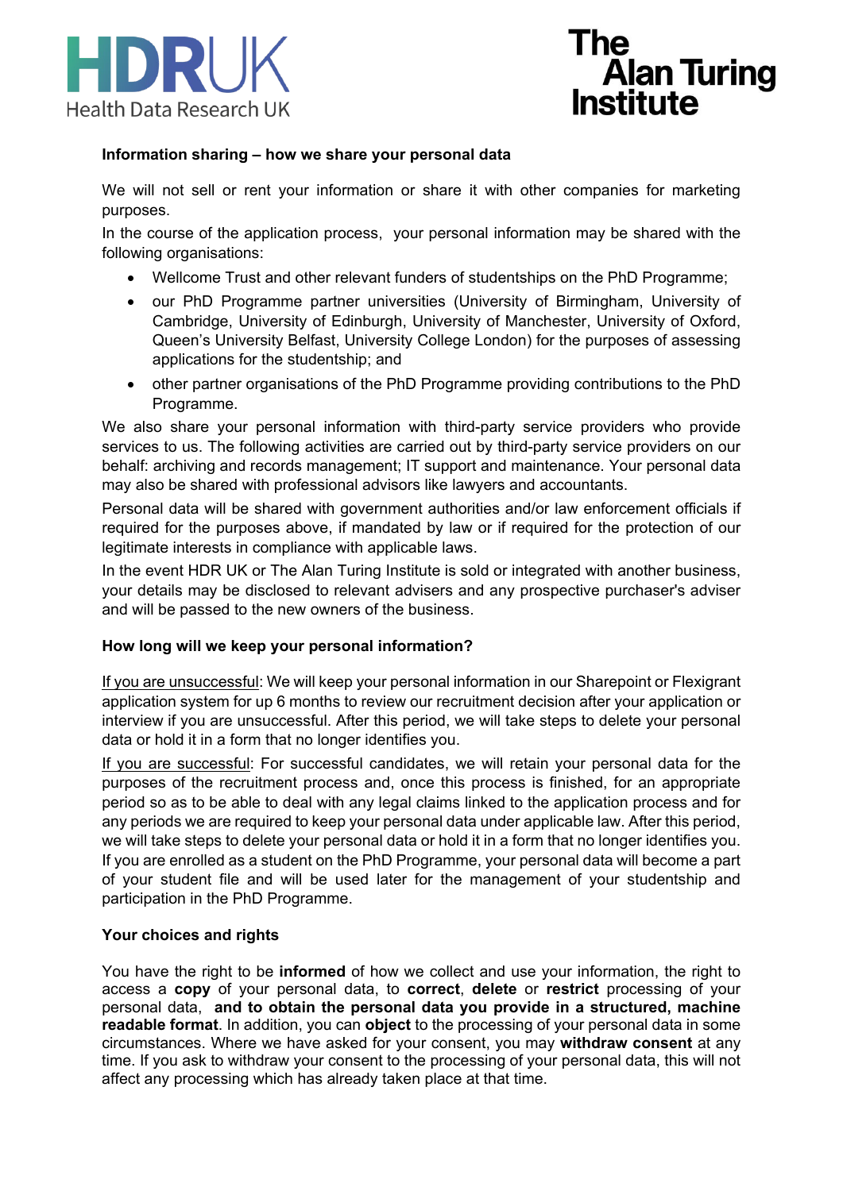**Information sharing – how we share your personal data**

We will not sell or rent your information or share it with other companies for marketing purposes.

In the course of the application process, your personal information may be shared with the following organisations:

- Wellcome Trust and other relevant funders of studentships on the PhD Programme;
- our PhD Programme partner universities (University of Birmingham, University of Cambridge, University of Edinburgh, University of Manchester, University of Oxford, Queen's University Belfast, University College London) for the purposes of assessing applications for the studentship; and
- other partner organisations of the PhD Programme providing contributions to the PhD Programme.

We also share your personal information with third-party service providers who provide services to us. The following activities are carried out by third-party service providers on our behalf: archiving and records management; IT support and maintenance. Your personal data may also be shared with professional advisors like lawyers and accountants.

Personal data will be shared with government authorities and/or law enforcement officials if required for the purposes above, if mandated by law or if required for the protection of our legitimate interests in compliance with applicable laws.

In the event HDR UK or The Alan Turing Institute is sold or integrated with another business, your details may be disclosed to relevant advisers and any prospective purchaser's adviser and will be passed to the new owners of the business.

**How long will we keep your personal information?**

If you are unsuccessful: We will keep your personal information in our Sharepoint or Flexigrant application system for up 6 months to review our recruitment decision after your application or interview if you are unsuccessful. After this period, we will take steps to delete your personal data or hold it in a form that no longer identifies you.

If you are successful: For successful candidates, we will retain your personal data for the purposes of the recruitment process and, once this process is finished, for an appropriate period so as to be able to deal with any legal claims linked to the application process and for any periods we are required to keep your personal data under applicable law. After this period, we will take steps to delete your personal data or hold it in a form that no longer identifies you. If you are enrolled as a student on the PhD Programme, your personal data will become a part of your student file and will be used later for the management of your studentship and participation in the PhD Programme.

**Your choices and rights**

You have the right to be **informed** of how we collect and use your information, the right to access a **copy** of your personal data, to **correct**, **delete** or **restrict** processing of your personal data, **and to obtain the personal data you provide in a structured, machine readable format**. In addition, you can **object** to the processing of your personal data in some circumstances. Where we have asked for your consent, you may **withdraw consent** at any time. If you ask to withdraw your consent to the processing of your personal data, this will not affect any processing which has already taken place at that time.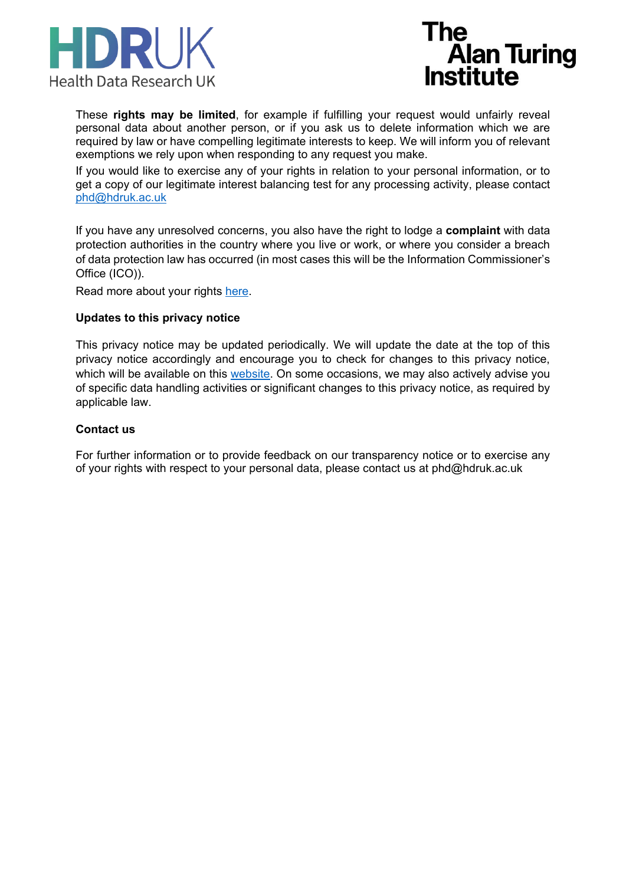These **rights may be limited**, for example if fulfilling your request would unfairly reveal personal data about another person, or if you ask us to delete information which we are required by law or have compelling legitimate interests to keep. We will inform you of relevant exemptions we rely upon when responding to any request you make.

If you would like to exercise any of your rights in relation to your personal information, or to get a copy of our legitimate interest balancing test for any processing activity, please contact phd@hdruk.ac.uk

If you have any unresolved concerns, you also have the right to lodge a **complaint** with data protection authorities in the country where you live or work, or where you consider a breach of data protection law has occurred (in most cases this will be the Information Commissioner's Office (ICO)).

Read more about your rights here.

### Updates to this privacy notice

This privacy notice may be updated periodically. We will update the date at the top of this privacy notice accordingly and encourage you to check for changes to this privacy notice, which will be available on this website. On some occasions, we may also actively advise you of specific data handling activities or significant changes to this privacy notice, as required by applicable law.

### Contact us

For further information or to provide feedback on our transparency notice or to exercise any of your rights with respect to your personal data, please contact us at phd@hdruk.ac.uk